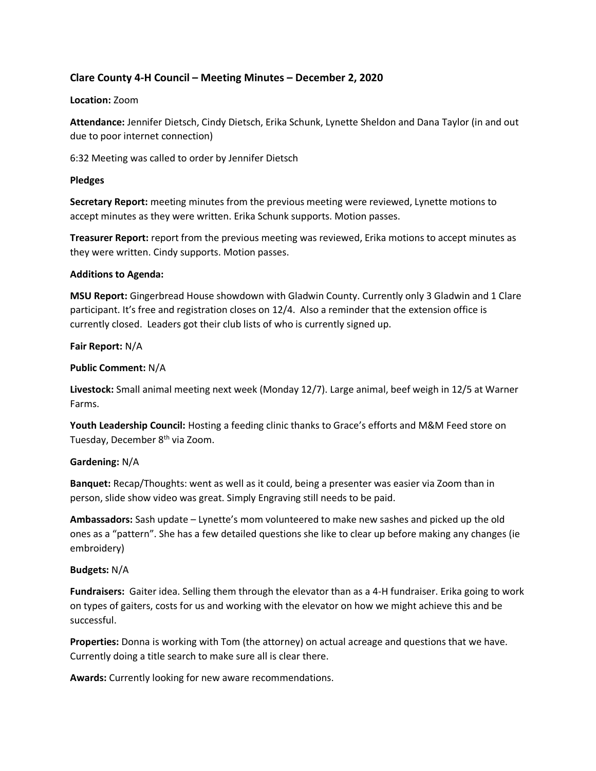## Clare County 4-H Council – Meeting Minutes – December 2, 2020

**Location:** Zoom

**Attendance:** Jennifer Dietsch, Cindy Dietsch, Erika Schunk, Lynette Sheldon and Dana Taylor (in and out due to poor internet connection)

6:32 Meeting was called to order by Jennifer Dietsch

**Pledges**

**Secretary Report:** meeting minutes from the previous meeting were reviewed, Lynette motions to accept minutes as they were written. Erika Schunk supports. Motion passes.

**Treasurer Report:** report from the previous meeting was reviewed, Erika motions to accept minutes as they were written. Cindy supports. Motion passes.

**Additions to Agenda:**

**MSU Report:** Gingerbread House showdown with Gladwin County. Currently only 3 Gladwin and 1 Clare participant. It's free and registration closes on 12/4. Also a reminder that the extension office is currently closed. Leaders got their club lists of who is currently signed up.

**Fair Report:** N/A

**Public Comment:** N/A

**Livestock:** Small animal meeting next week (Monday 12/7). Large animal, beef weigh in 12/5 at Warner Farms.

**Youth Leadership Council:** Hosting a feeding clinic thanks to Grace's efforts and M&M Feed store on Tuesday, December 8th via Zoom.

**Gardening:** N/A

**Banquet:** Recap/Thoughts: went as well as it could, being a presenter was easier via Zoom than in person, slide show video was great. Simply Engraving still needs to be paid.

**Ambassadors:** Sash update – Lynette's mom volunteered to make new sashes and picked up the old ones as a "pattern". She has a few detailed questions she like to clear up before making any changes (ie embroidery)

**Budgets:** N/A

**Fundraisers:** Gaiter idea. Selling them through the elevator than as a 4-H fundraiser. Erika going to work on types of gaiters, costs for us and working with the elevator on how we might achieve this and be successful.

**Properties:** Donna is working with Tom (the attorney) on actual acreage and questions that we have. Currently doing a title search to make sure all is clear there.

**Awards:** Currently looking for new aware recommendations.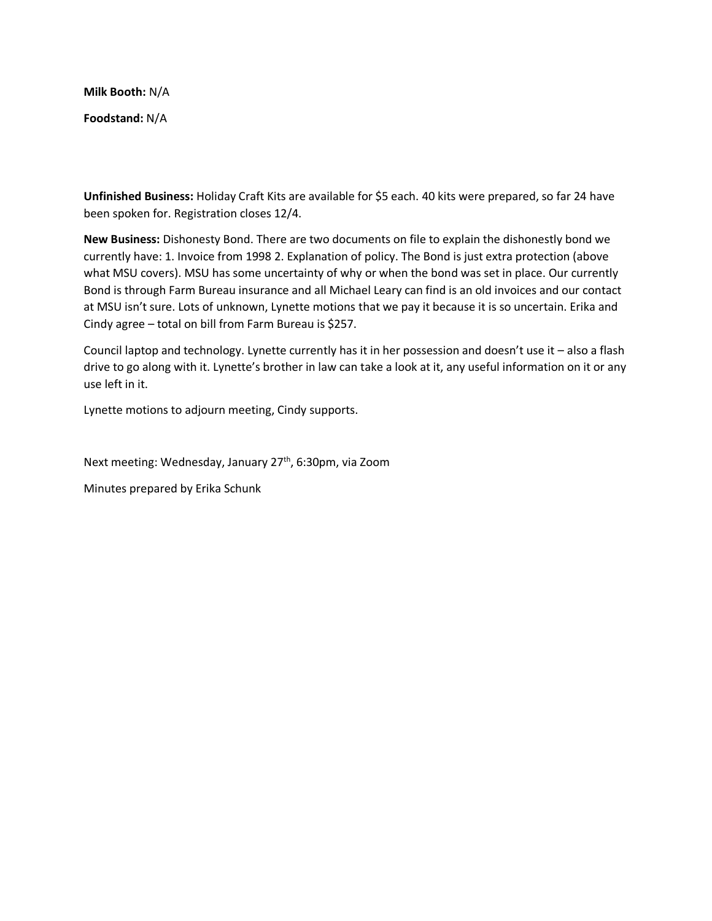**Milk Booth:** N/A

**Foodstand:** N/A

**Unfinished Business:** Holiday Craft Kits are available for $5 each. 40 kits were prepared, so far 24 have been spoken for. Registration closes 12/4.

**New Business:** Dishonesty Bond. There are two documents on file to explain the dishonestly bond we currently have: 1. Invoice from 1998 2. Explanation of policy. The Bond is just extra protection (above what MSU covers). MSU has some uncertainty of why or when the bond was set in place. Our currently Bond is through Farm Bureau insurance and all Michael Leary can find is an old invoices and our contact at MSU isn't sure. Lots of unknown, Lynette motions that we pay it because it is so uncertain. Erika and Cindy agree – total on bill from Farm Bureau is $257.

Council laptop and technology. Lynette currently has it in her possession and doesn't use it – also a flash drive to go along with it. Lynette's brother in law can take a look at it, any useful information on it or any use left in it.

Lynette motions to adjourn meeting, Cindy supports.

Next meeting: Wednesday, January 27th, 6:30pm, via Zoom

Minutes prepared by Erika Schunk